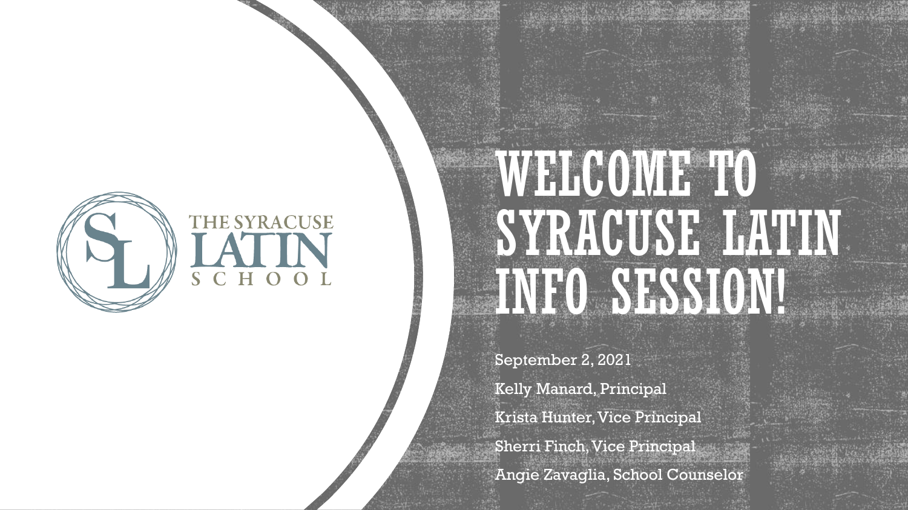THE SYRACUSE LATIN SCHOOL

# WELCOME TO SYRACUSE LATIN INFO SESSION!

September 2, 2021

Kelly Manard, Principal

Krista Hunter, Vice Principal

Sherri Finch, Vice Principal

Angie Zavaglia, School Counselor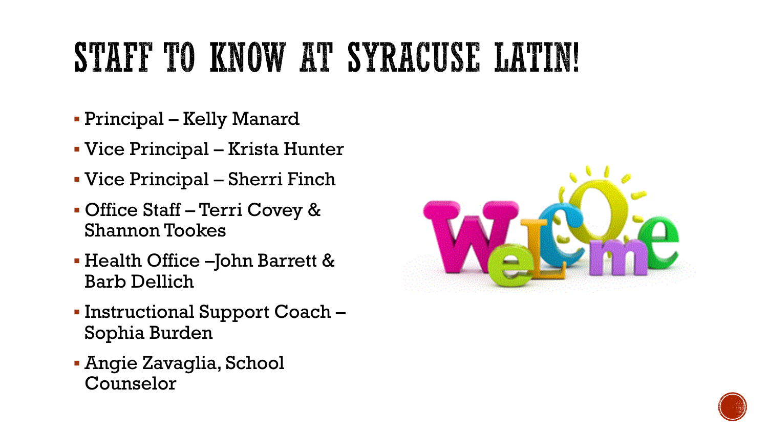# STAFF TO KNOW AT SYRACUSE LATIN!

- Principal – Kelly Manard
- Vice Principal – Krista Hunter
- Vice Principal – Sherri Finch
- Office Staff – Terri Covey & Shannon Tookes
- Health Office –John Barrett & Barb Dellich
- Instructional Support Coach – Sophia Burden
- Angie Zavaglia, School Counselor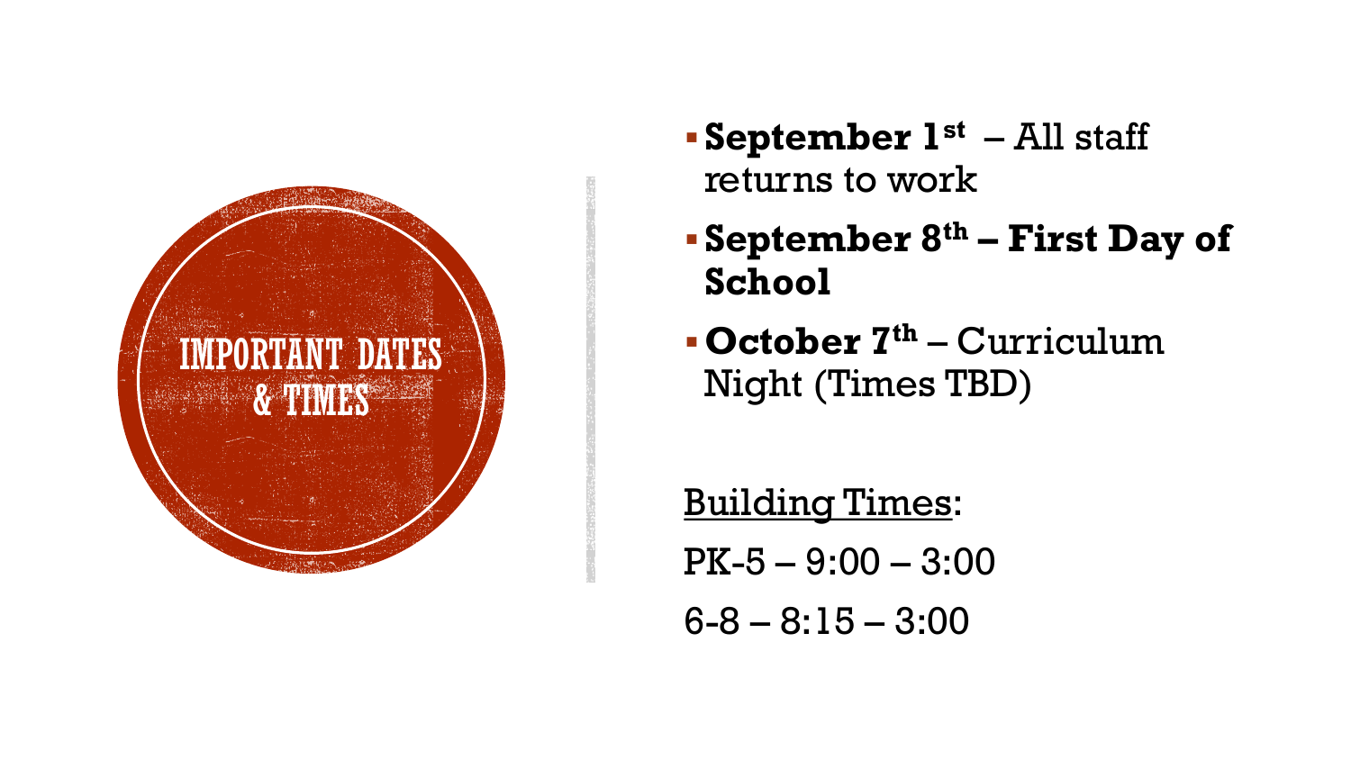# IMPORTANT DATES & TIMES

- **September 1st** – All staff returns to work
- **September 8th – First Day of School**
- **October 7th** – Curriculum Night (Times TBD)

Building Times:

PK-5 – 9:00 – 3:00

6-8 – 8:15 – 3:00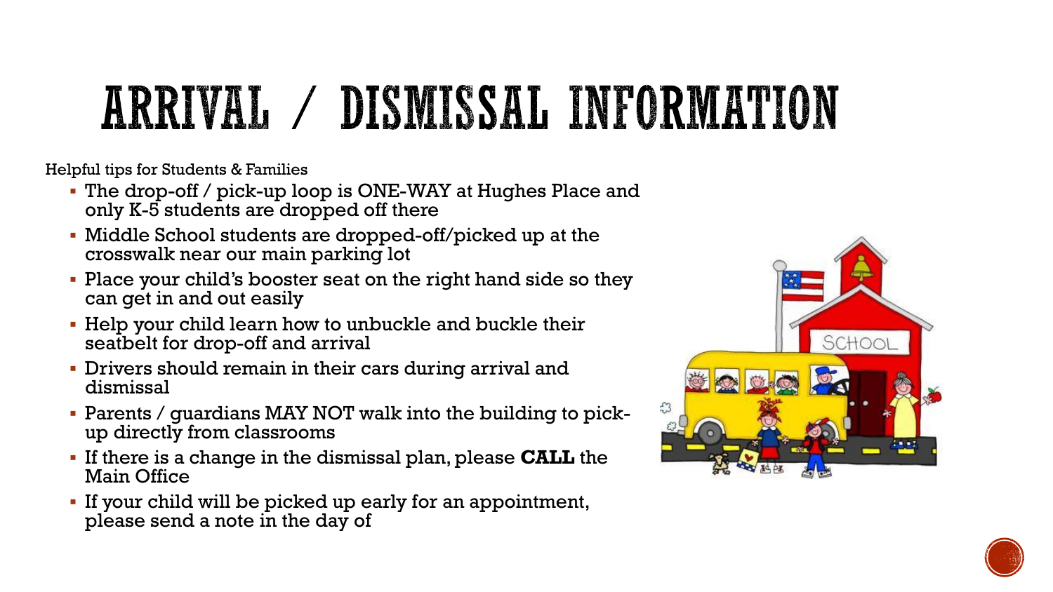# ARRIVAL / DISMISSAL INFORMATION

Helpful tips for Students & Families

- The drop-off / pick-up loop is ONE-WAY at Hughes Place and only K-5 students are dropped off there
- Middle School students are dropped-off/picked up at the crosswalk near our main parking lot
- Place your child's booster seat on the right hand side so they can get in and out easily
- Help your child learn how to unbuckle and buckle their seatbelt for drop-off and arrival
- Drivers should remain in their cars during arrival and dismissal
- Parents / guardians MAY NOT walk into the building to pick-up directly from classrooms
- If there is a change in the dismissal plan, please **CALL** the Main Office
- If your child will be picked up early for an appointment, please send a note in the day of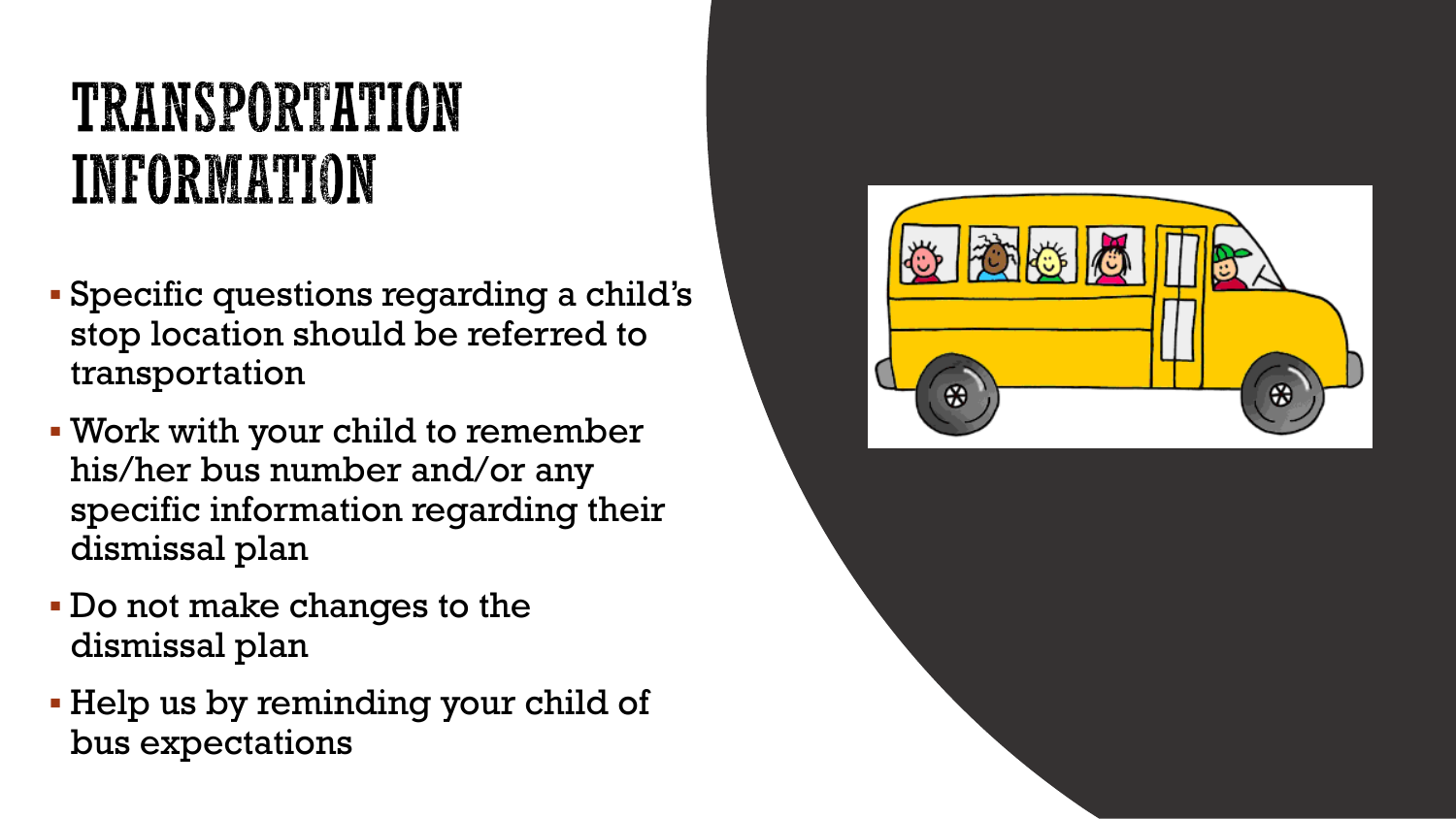# TRANSPORTATION INFORMATION

- Specific questions regarding a child's stop location should be referred to transportation
- Work with your child to remember his/her bus number and/or any specific information regarding their dismissal plan
- Do not make changes to the dismissal plan
- Help us by reminding your child of bus expectations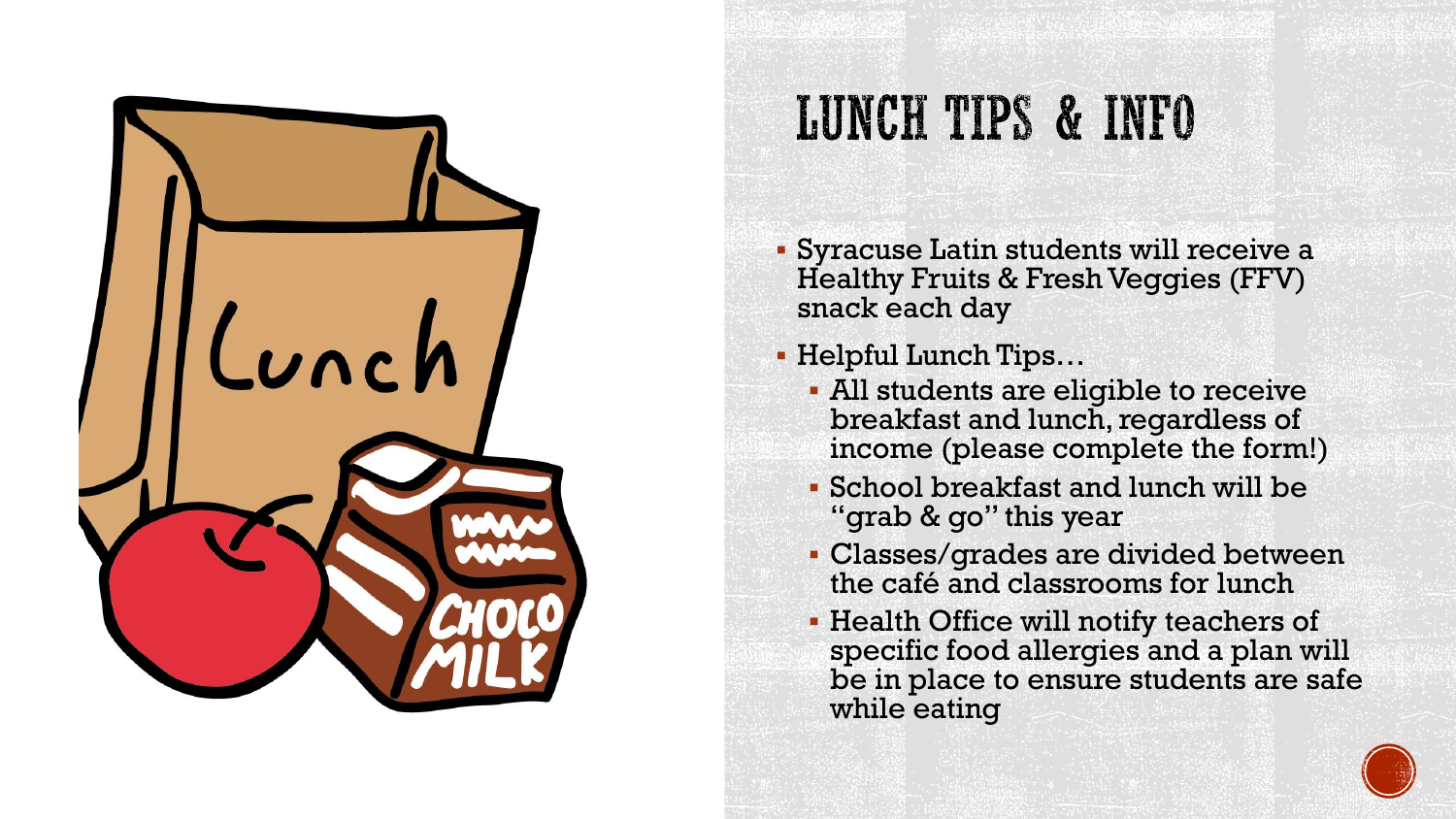# LUNCH TIPS & INFO

- Syracuse Latin students will receive a Healthy Fruits & Fresh Veggies (FFV) snack each day
- Helpful Lunch Tips…
  - All students are eligible to receive breakfast and lunch, regardless of income (please complete the form!)
  - School breakfast and lunch will be "grab & go" this year
  - Classes/grades are divided between the café and classrooms for lunch
  - Health Office will notify teachers of specific food allergies and a plan will be in place to ensure students are safe while eating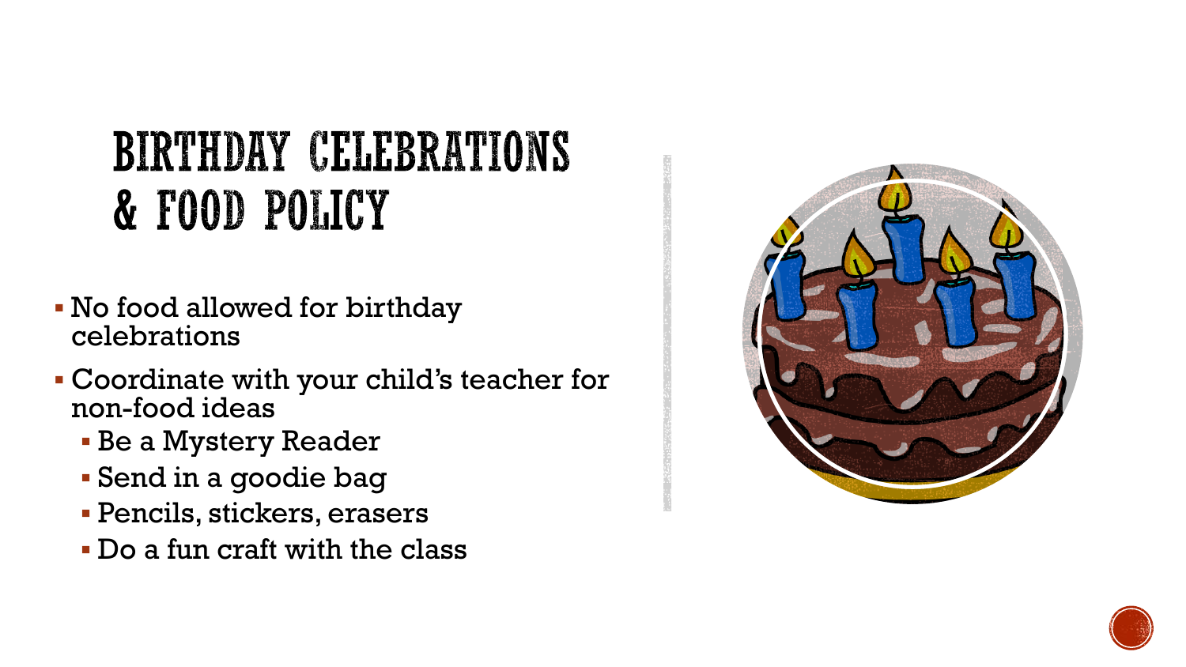# BIRTHDAY CELEBRATIONS & FOOD POLICY

- No food allowed for birthday celebrations
- Coordinate with your child's teacher for non-food ideas
  - Be a Mystery Reader
  - Send in a goodie bag
  - Pencils, stickers, erasers
  - Do a fun craft with the class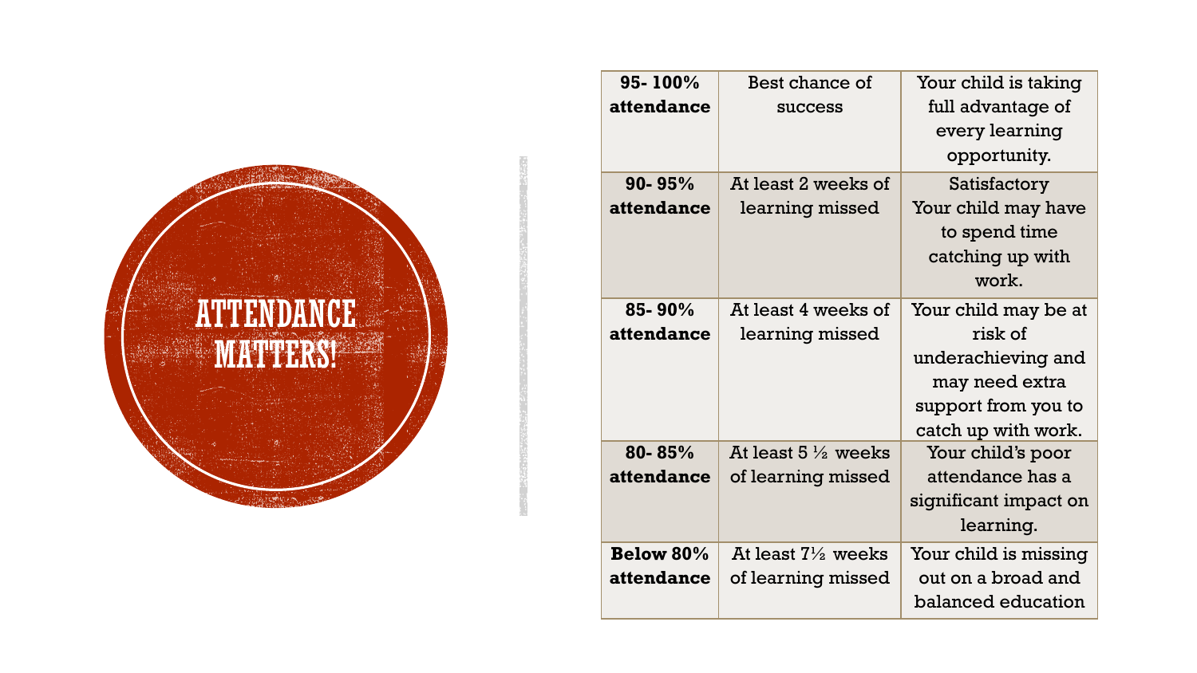# ATTENDANCE MATTERS!

| **95- 100% attendance** | Best chance of success | Your child is taking full advantage of every learning opportunity. |
|---|---|---|
| **90- 95% attendance** | At least 2 weeks of learning missed | Satisfactory Your child may have to spend time catching up with work. |
| **85- 90% attendance** | At least 4 weeks of learning missed | Your child may be at risk of underachieving and may need extra support from you to catch up with work. |
| **80- 85% attendance** | At least 5 ½ weeks of learning missed | Your child's poor attendance has a significant impact on learning. |
| **Below 80% attendance** | At least 7½ weeks of learning missed | Your child is missing out on a broad and balanced education |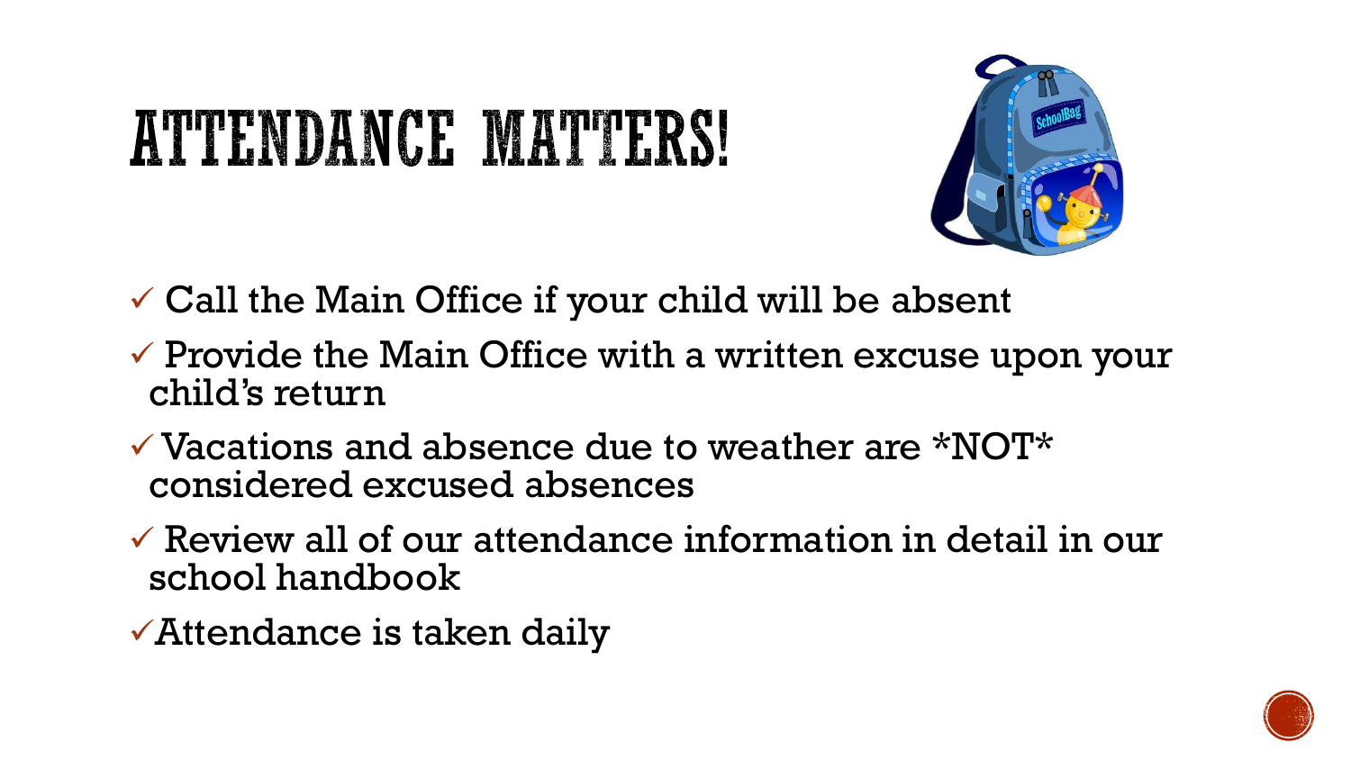# ATTENDANCE MATTERS!

- ✓ Call the Main Office if your child will be absent
- ✓ Provide the Main Office with a written excuse upon your child's return
- ✓ Vacations and absence due to weather are *NOT* considered excused absences
- ✓ Review all of our attendance information in detail in our school handbook
- ✓ Attendance is taken daily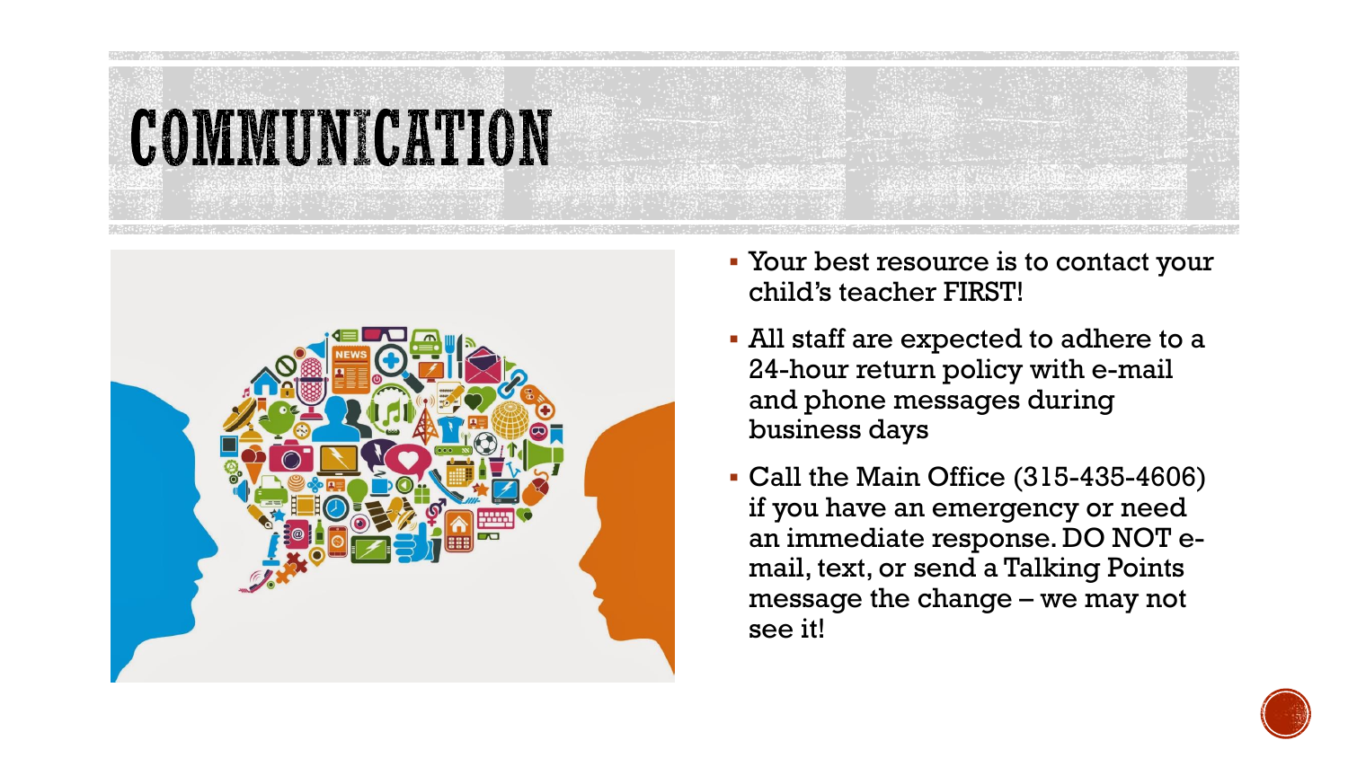# COMMUNICATION

- Your best resource is to contact your child's teacher FIRST!
- All staff are expected to adhere to a 24-hour return policy with e-mail and phone messages during business days
- Call the Main Office (315-435-4606) if you have an emergency or need an immediate response. DO NOT e-mail, text, or send a Talking Points message the change – we may not see it!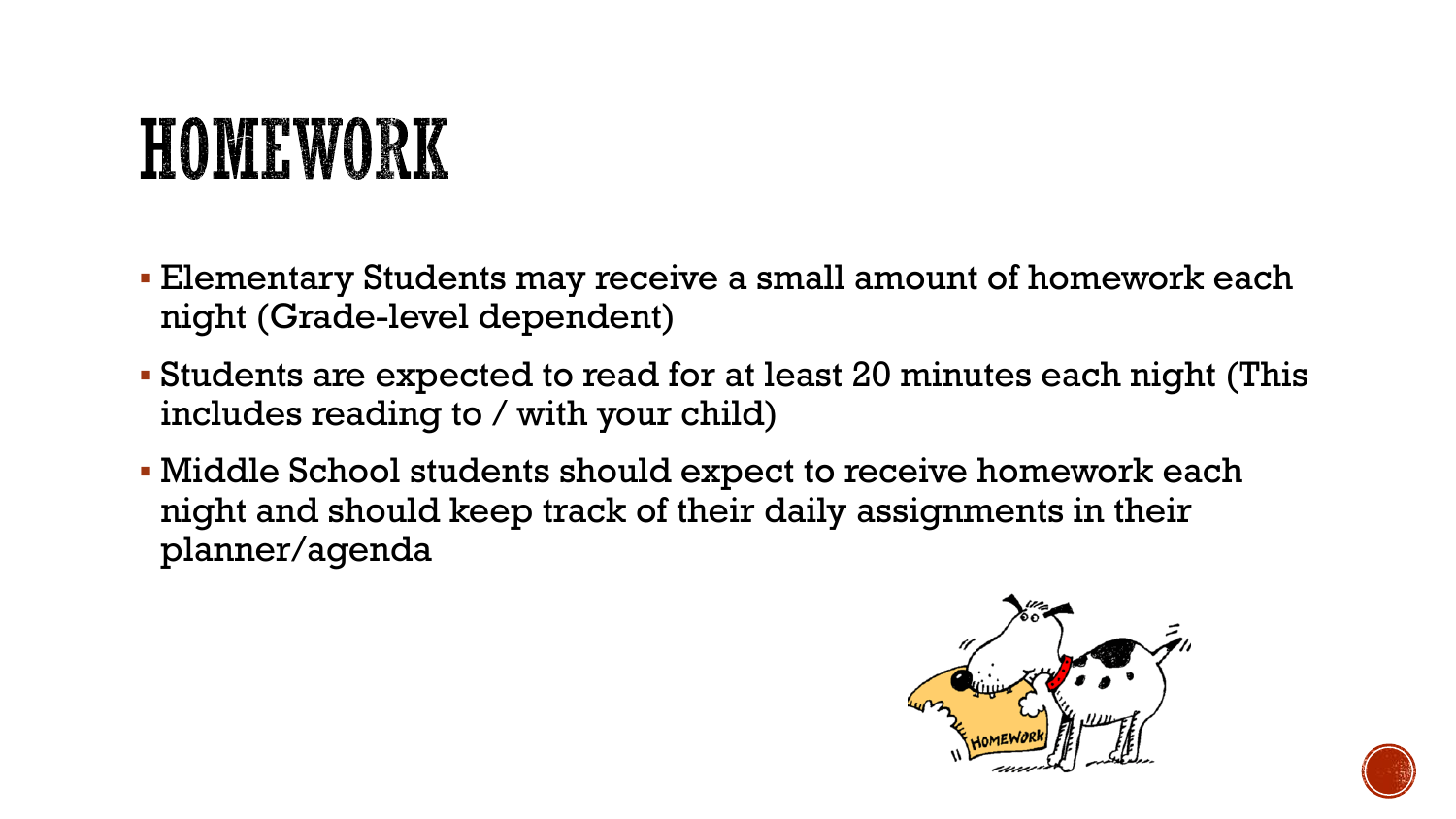# HOMEWORK

- Elementary Students may receive a small amount of homework each night (Grade-level dependent)
- Students are expected to read for at least 20 minutes each night (This includes reading to / with your child)
- Middle School students should expect to receive homework each night and should keep track of their daily assignments in their planner/agenda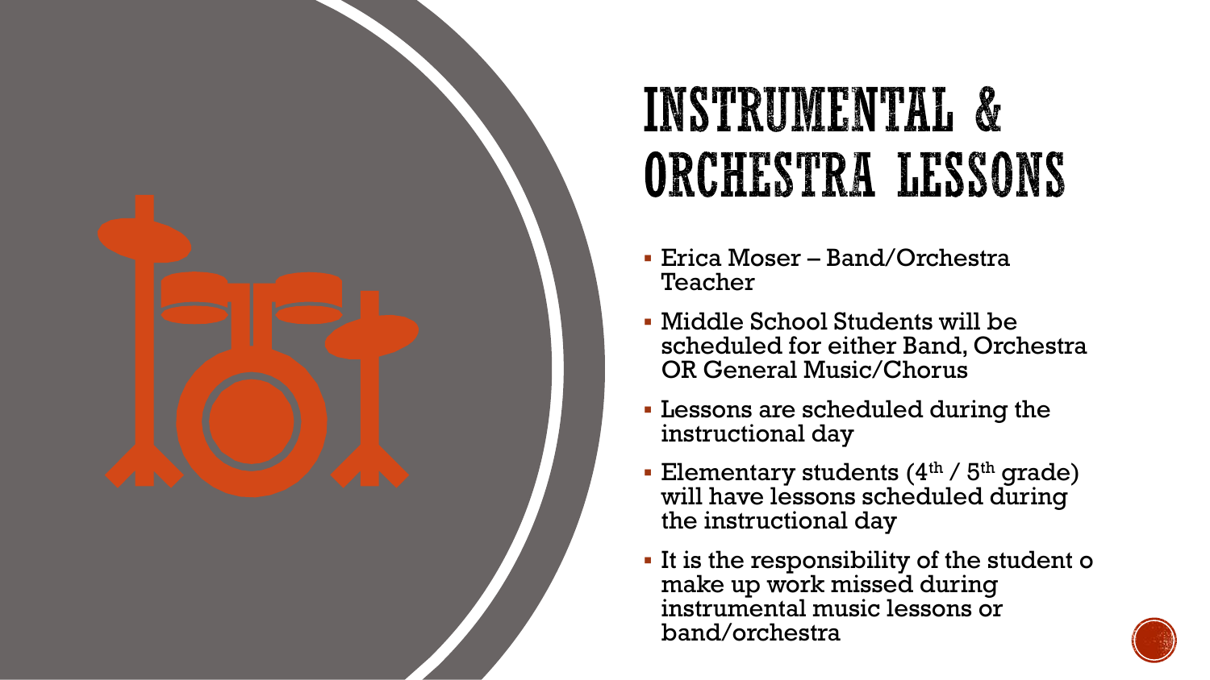# INSTRUMENTAL & ORCHESTRA LESSONS

- Erica Moser – Band/Orchestra Teacher
- Middle School Students will be scheduled for either Band, Orchestra OR General Music/Chorus
- Lessons are scheduled during the instructional day
- Elementary students (4th / 5th grade) will have lessons scheduled during the instructional day
- It is the responsibility of the student o make up work missed during instrumental music lessons or band/orchestra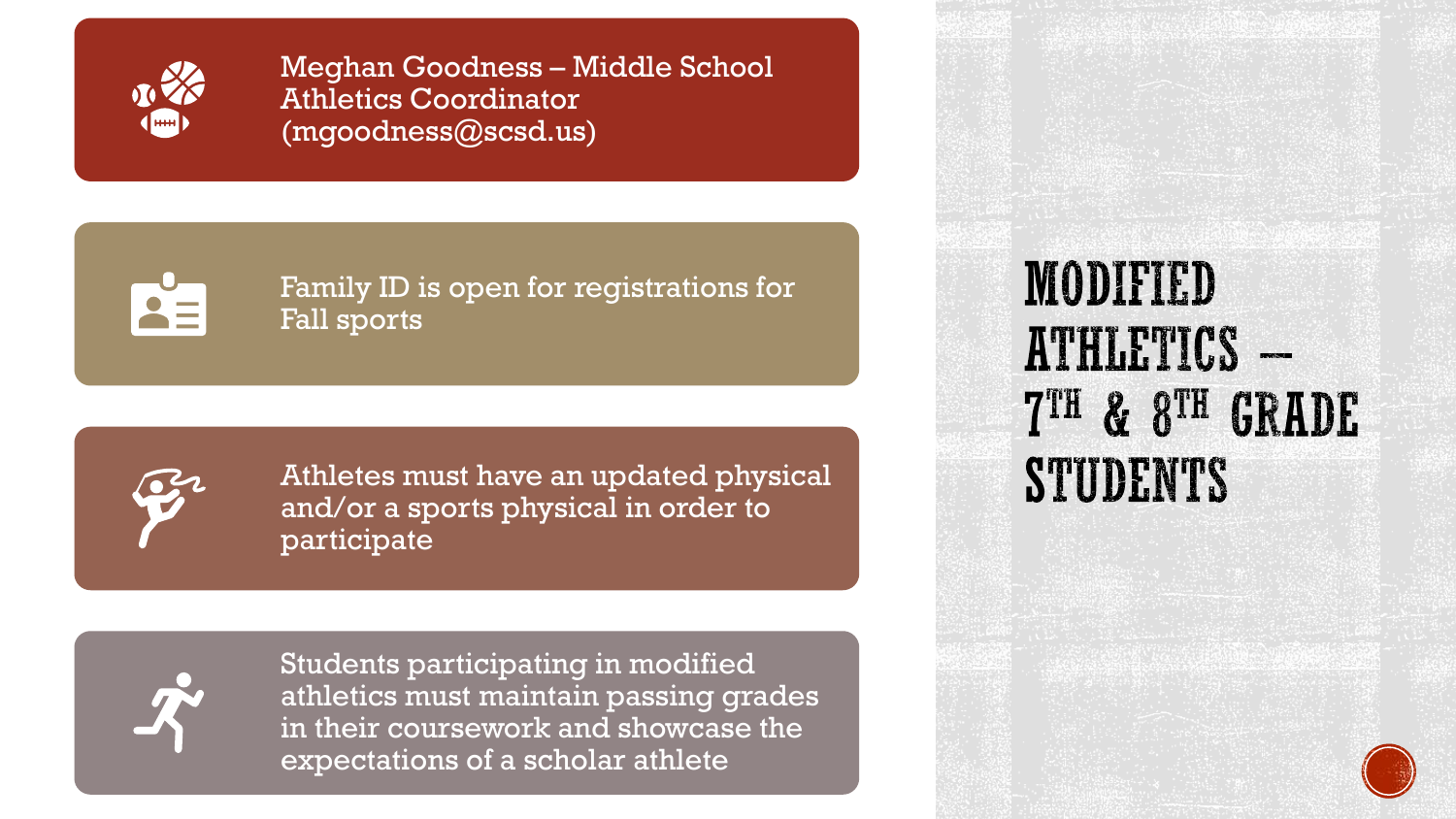# MODIFIED ATHLETICS – 7TH & 8TH GRADE STUDENTS

- Meghan Goodness – Middle School Athletics Coordinator (mgoodness@scsd.us)
- Family ID is open for registrations for Fall sports
- Athletes must have an updated physical and/or a sports physical in order to participate
- Students participating in modified athletics must maintain passing grades in their coursework and showcase the expectations of a scholar athlete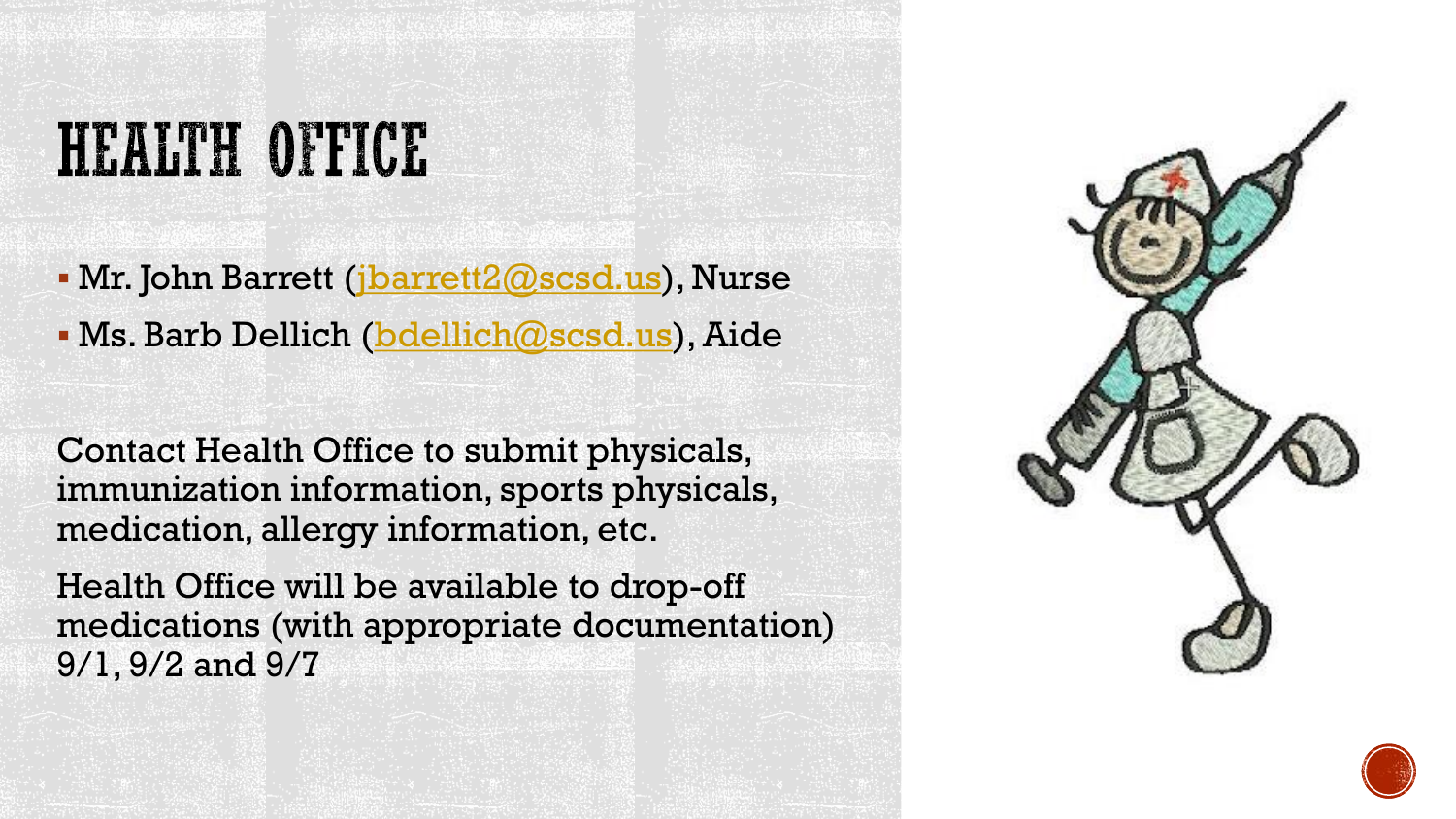# HEALTH OFFICE

- Mr. John Barrett (jbarrett2@scsd.us), Nurse
- Ms. Barb Dellich (bdellich@scsd.us), Aide

Contact Health Office to submit physicals, immunization information, sports physicals, medication, allergy information, etc.

Health Office will be available to drop-off medications (with appropriate documentation) 9/1, 9/2 and 9/7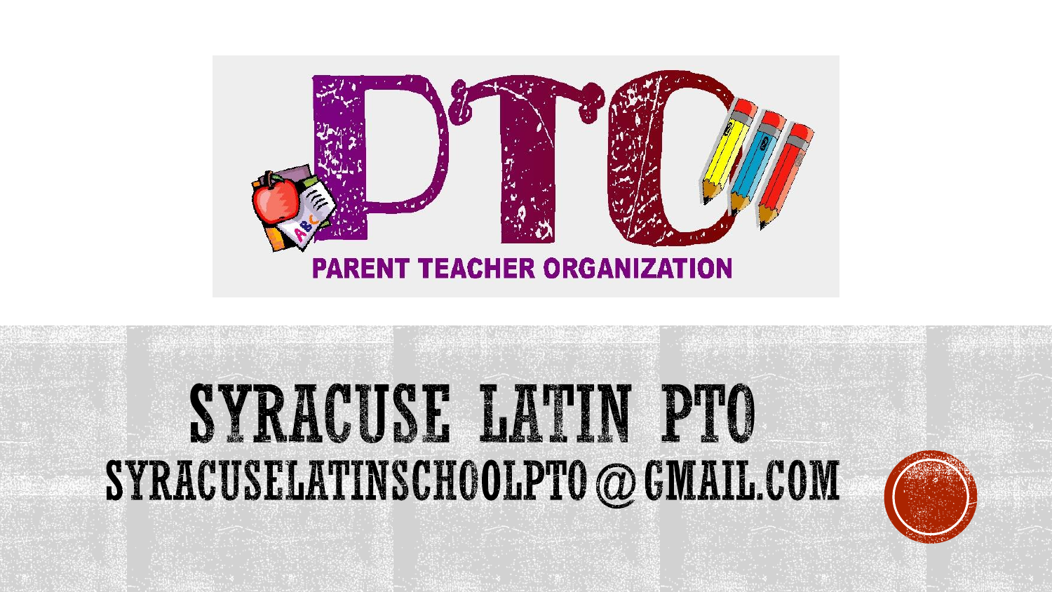PTO

PARENT TEACHER ORGANIZATION

# SYRACUSE LATIN PTO

## SYRACUSELATINSCHOOLPTO@GMAIL.COM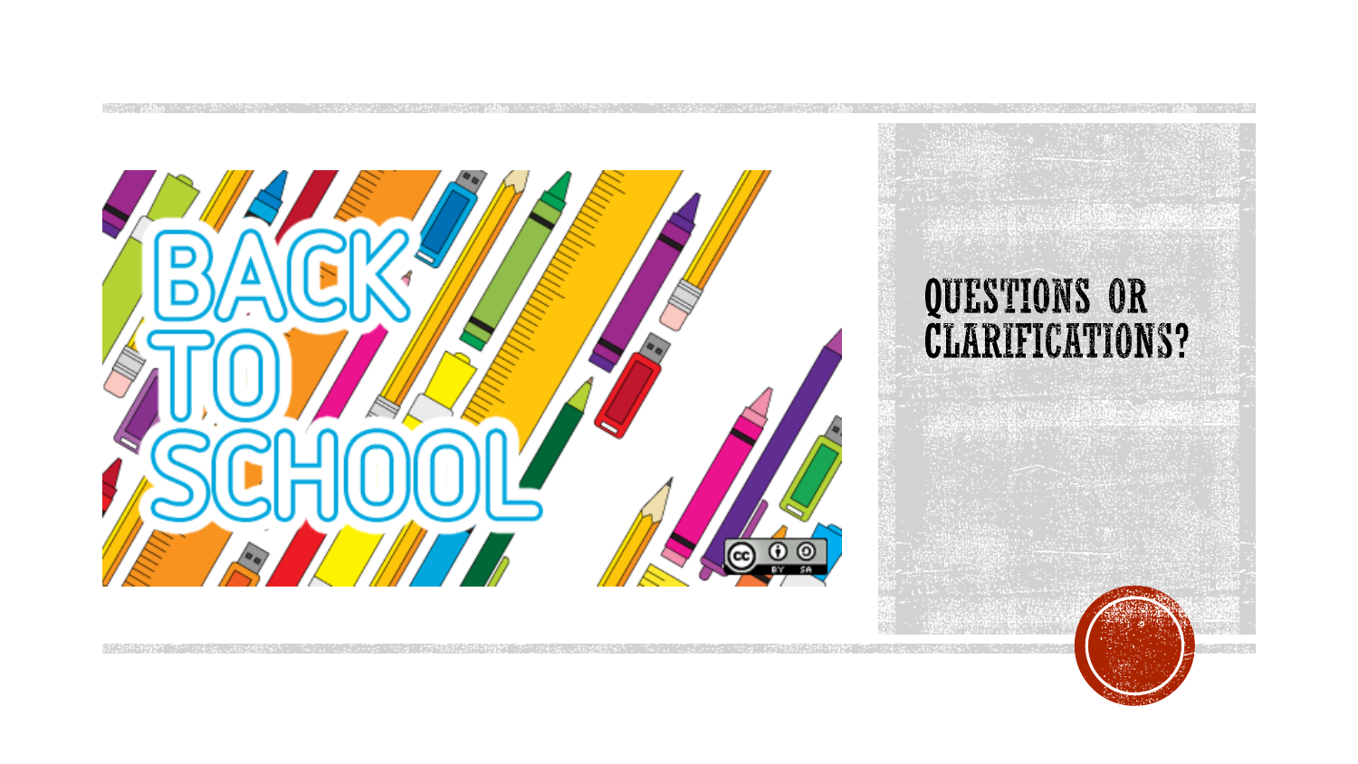# QUESTIONS OR CLARIFICATIONS?